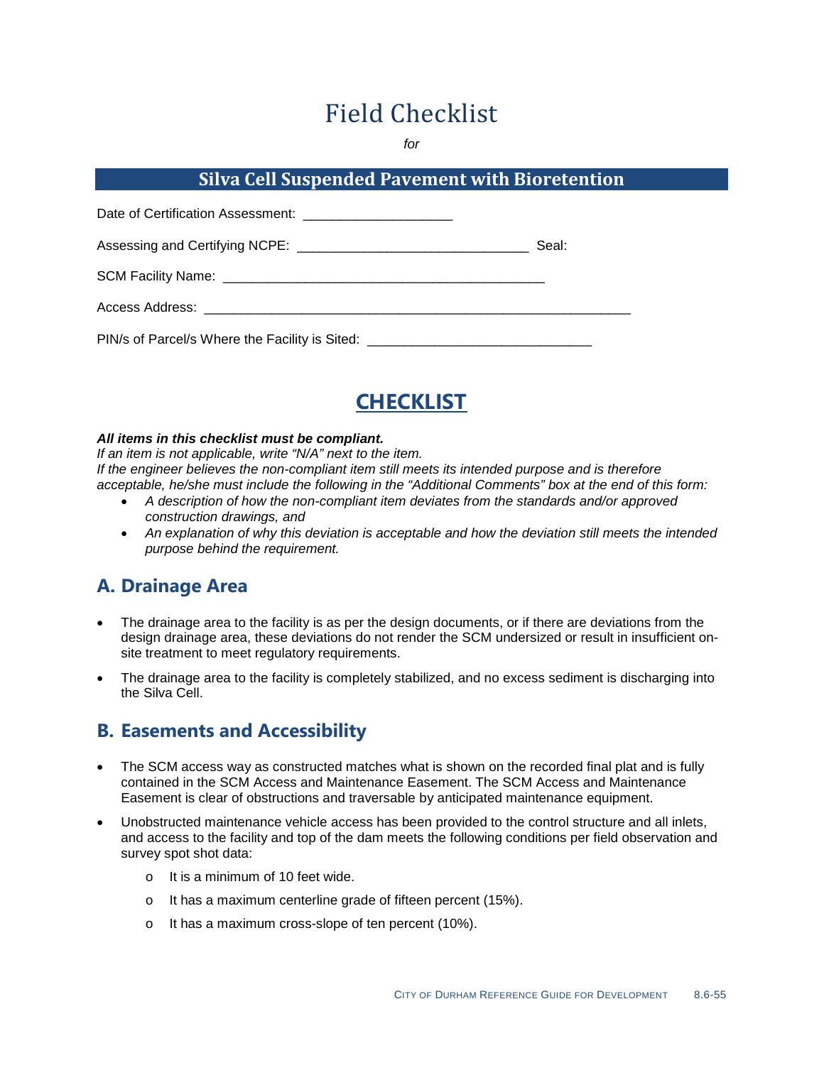# Field Checklist

*for*

## Silva Cell Suspended Pavement with Bioretention

Date of Certification Assessment: ____________________

Assessing and Certifying NCPE: _______________________________ Seal:

SCM Facility Name: ___________________________________________

Access Address: _________________________________________________________

PIN/s of Parcel/s Where the Facility is Sited: ______________________________

## CHECKLIST

***All items in this checklist must be compliant.***

*If an item is not applicable, write "N/A" next to the item.*

*If the engineer believes the non-compliant item still meets its intended purpose and is therefore acceptable, he/she must include the following in the "Additional Comments" box at the end of this form:*

- *A description of how the non-compliant item deviates from the standards and/or approved construction drawings, and*
- *An explanation of why this deviation is acceptable and how the deviation still meets the intended purpose behind the requirement.*

## A. Drainage Area

- The drainage area to the facility is as per the design documents, or if there are deviations from the design drainage area, these deviations do not render the SCM undersized or result in insufficient on-site treatment to meet regulatory requirements.
- The drainage area to the facility is completely stabilized, and no excess sediment is discharging into the Silva Cell.

## B. Easements and Accessibility

- The SCM access way as constructed matches what is shown on the recorded final plat and is fully contained in the SCM Access and Maintenance Easement. The SCM Access and Maintenance Easement is clear of obstructions and traversable by anticipated maintenance equipment.
- Unobstructed maintenance vehicle access has been provided to the control structure and all inlets, and access to the facility and top of the dam meets the following conditions per field observation and survey spot shot data:
  - It is a minimum of 10 feet wide.
  - It has a maximum centerline grade of fifteen percent (15%).
  - It has a maximum cross-slope of ten percent (10%).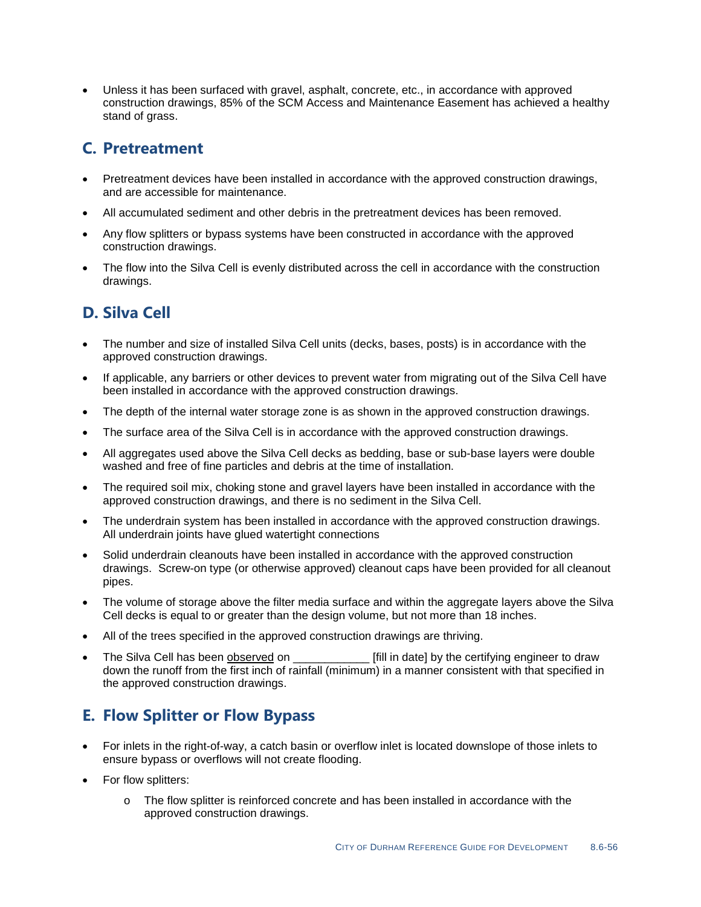- Unless it has been surfaced with gravel, asphalt, concrete, etc., in accordance with approved construction drawings, 85% of the SCM Access and Maintenance Easement has achieved a healthy stand of grass.

## C. Pretreatment

- Pretreatment devices have been installed in accordance with the approved construction drawings, and are accessible for maintenance.
- All accumulated sediment and other debris in the pretreatment devices has been removed.
- Any flow splitters or bypass systems have been constructed in accordance with the approved construction drawings.
- The flow into the Silva Cell is evenly distributed across the cell in accordance with the construction drawings.

## D. Silva Cell

- The number and size of installed Silva Cell units (decks, bases, posts) is in accordance with the approved construction drawings.
- If applicable, any barriers or other devices to prevent water from migrating out of the Silva Cell have been installed in accordance with the approved construction drawings.
- The depth of the internal water storage zone is as shown in the approved construction drawings.
- The surface area of the Silva Cell is in accordance with the approved construction drawings.
- All aggregates used above the Silva Cell decks as bedding, base or sub-base layers were double washed and free of fine particles and debris at the time of installation.
- The required soil mix, choking stone and gravel layers have been installed in accordance with the approved construction drawings, and there is no sediment in the Silva Cell.
- The underdrain system has been installed in accordance with the approved construction drawings. All underdrain joints have glued watertight connections
- Solid underdrain cleanouts have been installed in accordance with the approved construction drawings. Screw-on type (or otherwise approved) cleanout caps have been provided for all cleanout pipes.
- The volume of storage above the filter media surface and within the aggregate layers above the Silva Cell decks is equal to or greater than the design volume, but not more than 18 inches.
- All of the trees specified in the approved construction drawings are thriving.
- The Silva Cell has been <u>observed</u> on ____________ [fill in date] by the certifying engineer to draw down the runoff from the first inch of rainfall (minimum) in a manner consistent with that specified in the approved construction drawings.

## E. Flow Splitter or Flow Bypass

- For inlets in the right-of-way, a catch basin or overflow inlet is located downslope of those inlets to ensure bypass or overflows will not create flooding.
- For flow splitters:
  - The flow splitter is reinforced concrete and has been installed in accordance with the approved construction drawings.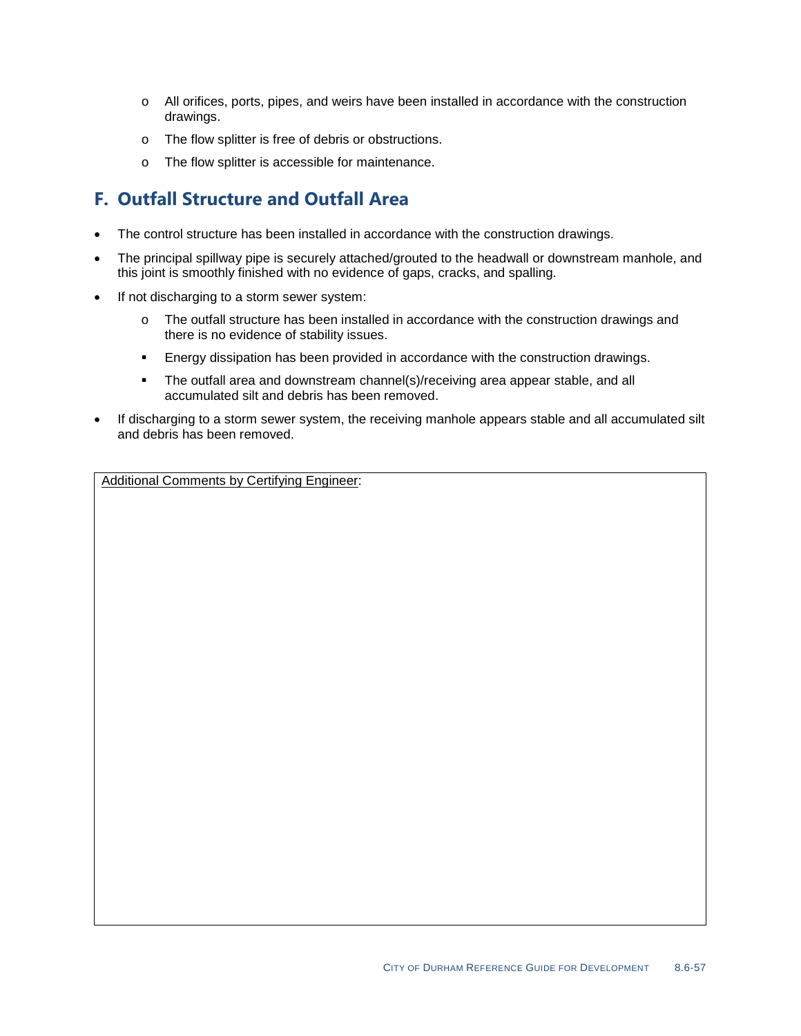- All orifices, ports, pipes, and weirs have been installed in accordance with the construction drawings.
- The flow splitter is free of debris or obstructions.
- The flow splitter is accessible for maintenance.

## F. Outfall Structure and Outfall Area

- The control structure has been installed in accordance with the construction drawings.
- The principal spillway pipe is securely attached/grouted to the headwall or downstream manhole, and this joint is smoothly finished with no evidence of gaps, cracks, and spalling.
- If not discharging to a storm sewer system:
  - The outfall structure has been installed in accordance with the construction drawings and there is no evidence of stability issues.
    - Energy dissipation has been provided in accordance with the construction drawings.
    - The outfall area and downstream channel(s)/receiving area appear stable, and all accumulated silt and debris has been removed.
- If discharging to a storm sewer system, the receiving manhole appears stable and all accumulated silt and debris has been removed.

| Additional Comments by Certifying Engineer: |
| --- |
| |